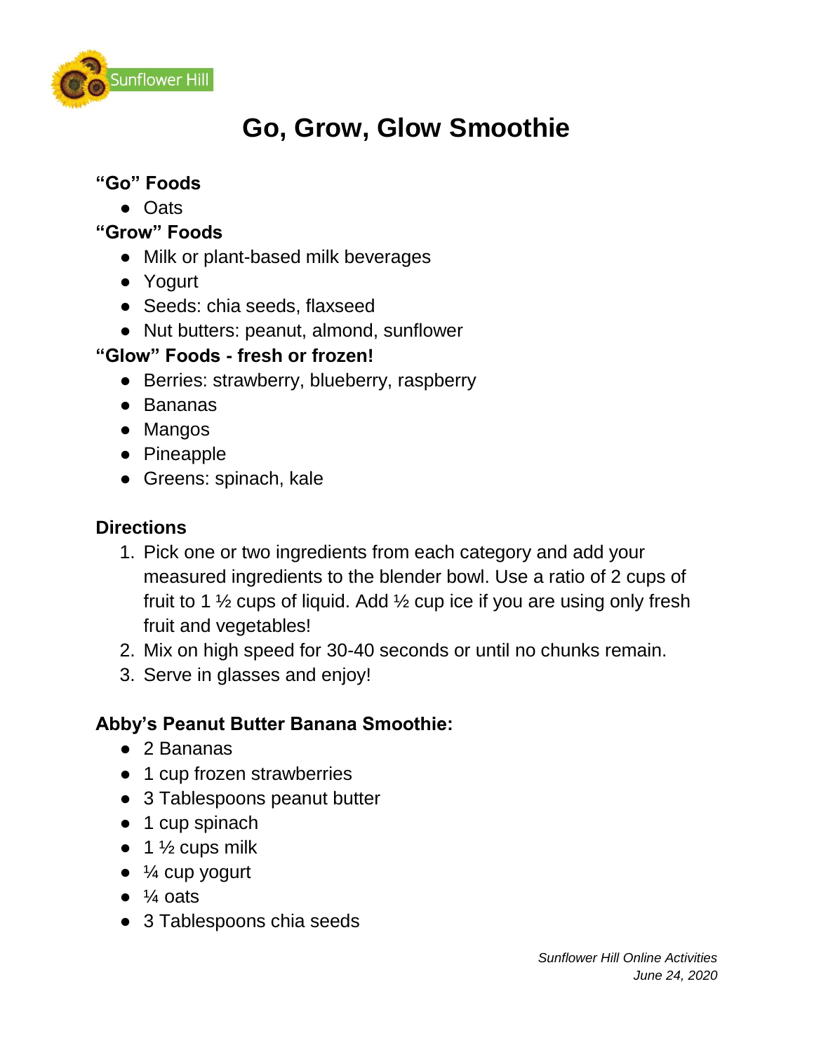Sunflower Hill

# Go, Grow, Glow Smoothie

**"Go" Foods**

- Oats

**"Grow" Foods**

- Milk or plant-based milk beverages
- Yogurt
- Seeds: chia seeds, flaxseed
- Nut butters: peanut, almond, sunflower

**"Glow" Foods - fresh or frozen!**

- Berries: strawberry, blueberry, raspberry
- Bananas
- Mangos
- Pineapple
- Greens: spinach, kale

**Directions**

1. Pick one or two ingredients from each category and add your measured ingredients to the blender bowl. Use a ratio of 2 cups of fruit to 1 ½ cups of liquid. Add ½ cup ice if you are using only fresh fruit and vegetables!
2. Mix on high speed for 30-40 seconds or until no chunks remain.
3. Serve in glasses and enjoy!

**Abby's Peanut Butter Banana Smoothie:**

- 2 Bananas
- 1 cup frozen strawberries
- 3 Tablespoons peanut butter
- 1 cup spinach
- 1 ½ cups milk
- ¼ cup yogurt
- ¼ oats
- 3 Tablespoons chia seeds

*Sunflower Hill Online Activities*
*June 24, 2020*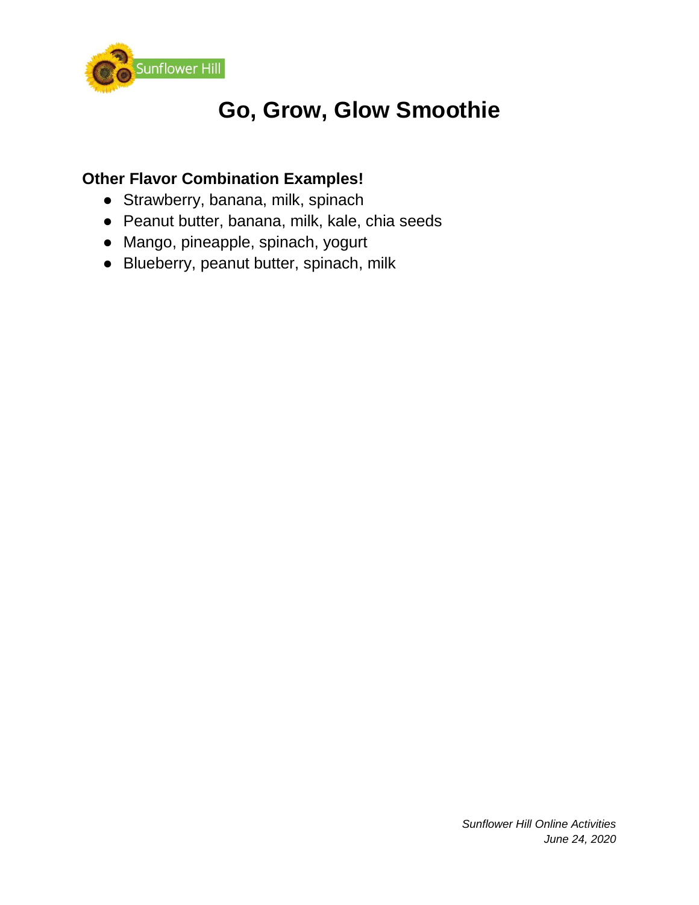# Go, Grow, Glow Smoothie

**Other Flavor Combination Examples!**

- Strawberry, banana, milk, spinach
- Peanut butter, banana, milk, kale, chia seeds
- Mango, pineapple, spinach, yogurt
- Blueberry, peanut butter, spinach, milk